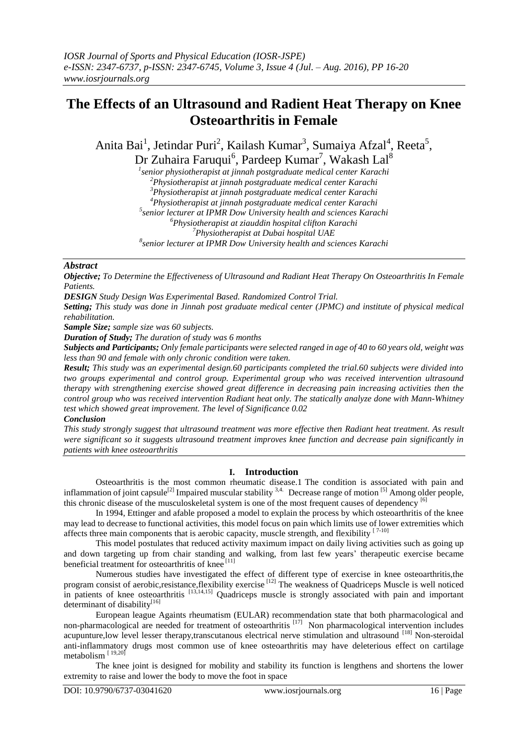# The Effects of an Ultrasound and Radient Heat Therapy on Knee Osteoarthritis in Female

Anita Bai[1], Jetindar Puri[2], Kailash Kumar[3], Sumaiya Afzal[4], Reeta[5], Dr Zuhaira Faruqui[6], Pardeep Kumar[7], Wakash Lal[8]

[1]senior physiotherapist at jinnah postgraduate medical center Karachi
[2]Physiotherapist at jinnah postgraduate medical center Karachi
[3]Physiotherapist at jinnah postgraduate medical center Karachi
[4]Physiotherapist at jinnah postgraduate medical center Karachi
[5]senior lecturer at IPMR Dow University health and sciences Karachi
[6]Physiotherapist at ziauddin hospital clifton Karachi
[7]Physiotherapist at Dubai hospital UAE
[8]senior lecturer at IPMR Dow University health and sciences Karachi

## *Abstract*

***Objective;*** *To Determine the Effectiveness of Ultrasound and Radiant Heat Therapy On Osteoarthritis In Female Patients.*

***DESIGN*** *Study Design Was Experimental Based. Randomized Control Trial.*

***Setting;*** *This study was done in Jinnah post graduate medical center (JPMC) and institute of physical medical rehabilitation.*

***Sample Size;*** *sample size was 60 subjects.*

***Duration of Study;*** *The duration of study was 6 months*

***Subjects and Participants;*** *Only female participants were selected ranged in age of 40 to 60 years old, weight was less than 90 and female with only chronic condition were taken.*

***Result;*** *This study was an experimental design.60 participants completed the trial.60 subjects were divided into two groups experimental and control group. Experimental group who was received intervention ultrasound therapy with strengthening exercise showed great difference in decreasing pain increasing activities then the control group who was received intervention Radiant heat only. The statically analyze done with Mann-Whitney test which showed great improvement. The level of Significance 0.02*

***Conclusion***

*This study strongly suggest that ultrasound treatment was more effective then Radiant heat treatment. As result were significant so it suggests ultrasound treatment improves knee function and decrease pain significantly in patients with knee osteoarthritis*

## I. Introduction

Osteoarthritis is the most common rheumatic disease.1 The condition is associated with pain and inflammation of joint capsule[2] Impaired muscular stability [3,4.] Decrease range of motion [5] Among older people, this chronic disease of the musculoskeletal system is one of the most frequent causes of dependency [6]

In 1994, Ettinger and afable proposed a model to explain the process by which osteoarthritis of the knee may lead to decrease to functional activities, this model focus on pain which limits use of lower extremities which affects three main components that is aerobic capacity, muscle strength, and flexibility [7-10]

This model postulates that reduced activity maximum impact on daily living activities such as going up and down targeting up from chair standing and walking, from last few years' therapeutic exercise became beneficial treatment for osteoarthritis of knee [11]

Numerous studies have investigated the effect of different type of exercise in knee osteoarthritis,the program consist of aerobic,resistance,flexibility exercise [12] The weakness of Quadriceps Muscle is well noticed in patients of knee osteoarthritis [13,14,15] Quadriceps muscle is strongly associated with pain and important determinant of disability[16]

European league Againts rheumatism (EULAR) recommendation state that both pharmacological and non-pharmacological are needed for treatment of osteoarthritis [17] Non pharmacological intervention includes acupunture,low level lesser therapy,transcutanous electrical nerve stimulation and ultrasound [18] Non-steroidal anti-inflammatory drugs most common use of knee osteoarthritis may have deleterious effect on cartilage metabolism [19,20]

The knee joint is designed for mobility and stability its function is lengthens and shortens the lower extremity to raise and lower the body to move the foot in space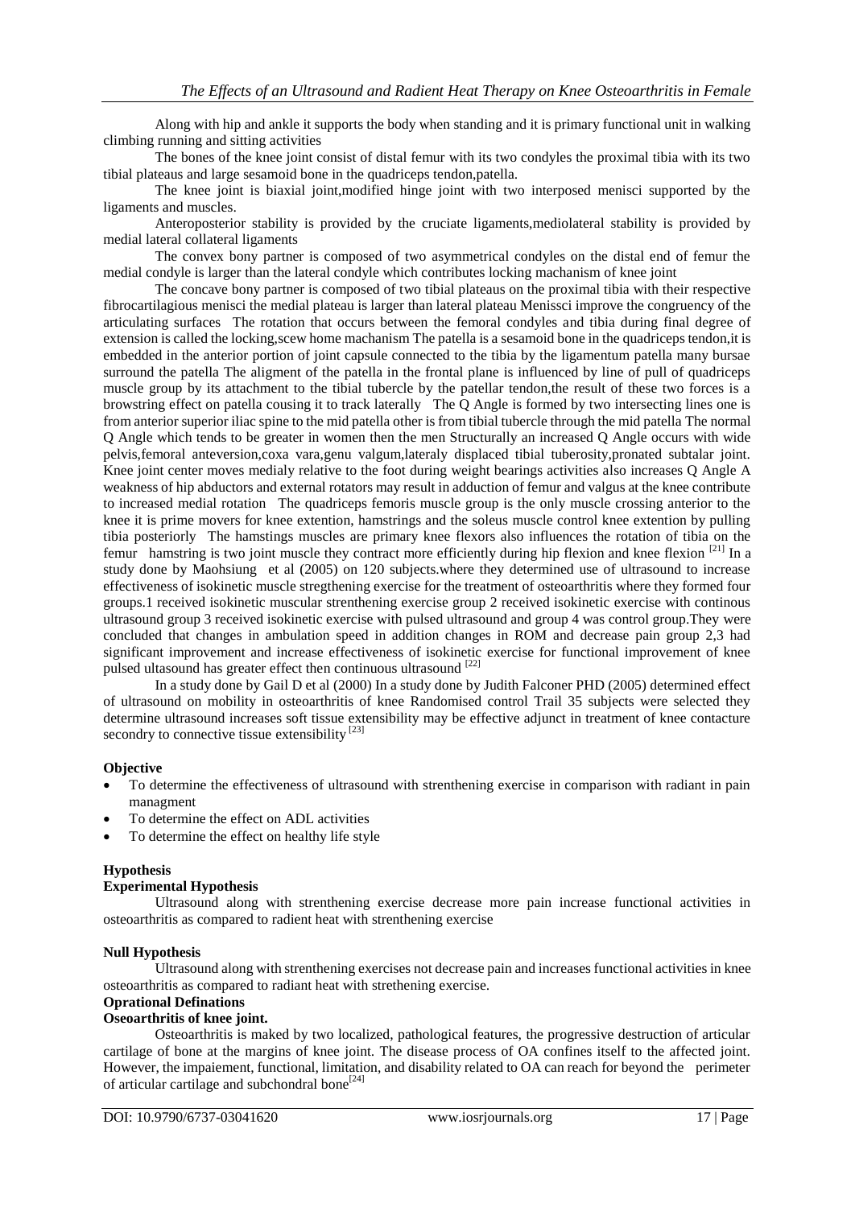Along with hip and ankle it supports the body when standing and it is primary functional unit in walking climbing running and sitting activities

The bones of the knee joint consist of distal femur with its two condyles the proximal tibia with its two tibial plateaus and large sesamoid bone in the quadriceps tendon,patella.

The knee joint is biaxial joint,modified hinge joint with two interposed menisci supported by the ligaments and muscles.

Anteroposterior stability is provided by the cruciate ligaments,mediolateral stability is provided by medial lateral collateral ligaments

The convex bony partner is composed of two asymmetrical condyles on the distal end of femur the medial condyle is larger than the lateral condyle which contributes locking machanism of knee joint

The concave bony partner is composed of two tibial plateaus on the proximal tibia with their respective fibrocartilagious menisci the medial plateau is larger than lateral plateau Menissci improve the congruency of the articulating surfaces The rotation that occurs between the femoral condyles and tibia during final degree of extension is called the locking,scew home machanism The patella is a sesamoid bone in the quadriceps tendon,it is embedded in the anterior portion of joint capsule connected to the tibia by the ligamentum patella many bursae surround the patella The aligment of the patella in the frontal plane is influenced by line of pull of quadriceps muscle group by its attachment to the tibial tubercle by the patellar tendon,the result of these two forces is a browstring effect on patella cousing it to track laterally The Q Angle is formed by two intersecting lines one is from anterior superior iliac spine to the mid patella other is from tibial tubercle through the mid patella The normal Q Angle which tends to be greater in women then the men Structurally an increased Q Angle occurs with wide pelvis,femoral anteversion,coxa vara,genu valgum,lateraly displaced tibial tuberosity,pronated subtalar joint. Knee joint center moves medialy relative to the foot during weight bearings activities also increases Q Angle A weakness of hip abductors and external rotators may result in adduction of femur and valgus at the knee contribute to increased medial rotation The quadriceps femoris muscle group is the only muscle crossing anterior to the knee it is prime movers for knee extention, hamstrings and the soleus muscle control knee extention by pulling tibia posteriorly The hamstings muscles are primary knee flexors also influences the rotation of tibia on the femur hamstring is two joint muscle they contract more efficiently during hip flexion and knee flexion [21] In a study done by Maohsiung et al (2005) on 120 subjects.where they determined use of ultrasound to increase effectiveness of isokinetic muscle stregthening exercise for the treatment of osteoarthritis where they formed four groups.1 received isokinetic muscular strenthening exercise group 2 received isokinetic exercise with continous ultrasound group 3 received isokinetic exercise with pulsed ultrasound and group 4 was control group.They were concluded that changes in ambulation speed in addition changes in ROM and decrease pain group 2,3 had significant improvement and increase effectiveness of isokinetic exercise for functional improvement of knee pulsed ultasound has greater effect then continuous ultrasound [22]

In a study done by Gail D et al (2000) In a study done by Judith Falconer PHD (2005) determined effect of ultrasound on mobility in osteoarthritis of knee Randomised control Trail 35 subjects were selected they determine ultrasound increases soft tissue extensibility may be effective adjunct in treatment of knee contacture secondry to connective tissue extensibility [23]

**Objective**

- To determine the effectiveness of ultrasound with strenthening exercise in comparison with radiant in pain managment
- To determine the effect on ADL activities
- To determine the effect on healthy life style

**Hypothesis**

**Experimental Hypothesis**

Ultrasound along with strenthening exercise decrease more pain increase functional activities in osteoarthritis as compared to radient heat with strenthening exercise

**Null Hypothesis**

Ultrasound along with strenthening exercises not decrease pain and increases functional activities in knee osteoarthritis as compared to radiant heat with strethening exercise.

**Oprational Definations**

**Oseoarthritis of knee joint.**

Osteoarthritis is maked by two localized, pathological features, the progressive destruction of articular cartilage of bone at the margins of knee joint. The disease process of OA confines itself to the affected joint. However, the impaiement, functional, limitation, and disability related to OA can reach for beyond the perimeter of articular cartilage and subchondral bone[24]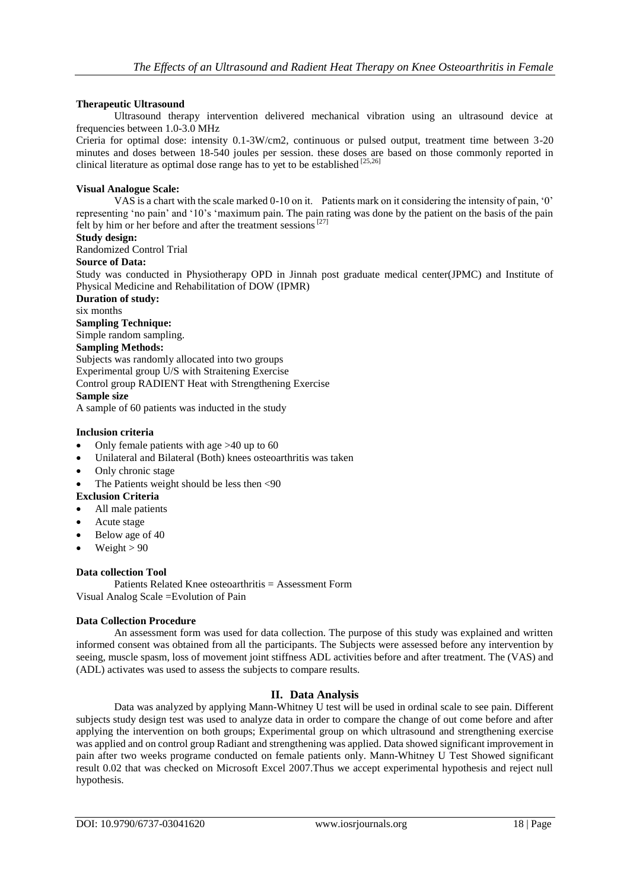**Therapeutic Ultrasound**

Ultrasound therapy intervention delivered mechanical vibration using an ultrasound device at frequencies between 1.0-3.0 MHz

Crieria for optimal dose: intensity 0.1-3W/cm2, continuous or pulsed output, treatment time between 3-20 minutes and doses between 18-540 joules per session. these doses are based on those commonly reported in clinical literature as optimal dose range has to yet to be established [25,26]

**Visual Analogue Scale:**

VAS is a chart with the scale marked 0-10 on it. Patients mark on it considering the intensity of pain, '0' representing 'no pain' and '10's 'maximum pain. The pain rating was done by the patient on the basis of the pain felt by him or her before and after the treatment sessions [27]

**Study design:**

Randomized Control Trial

**Source of Data:**

Study was conducted in Physiotherapy OPD in Jinnah post graduate medical center(JPMC) and Institute of Physical Medicine and Rehabilitation of DOW (IPMR)

**Duration of study:**

six months

**Sampling Technique:**

Simple random sampling.

**Sampling Methods:**

Subjects was randomly allocated into two groups

Experimental group U/S with Straitening Exercise

Control group RADIENT Heat with Strengthening Exercise

**Sample size**

A sample of 60 patients was inducted in the study

**Inclusion criteria**

- Only female patients with age >40 up to 60
- Unilateral and Bilateral (Both) knees osteoarthritis was taken
- Only chronic stage
- The Patients weight should be less then <90

**Exclusion Criteria**

- All male patients
- Acute stage
- Below age of 40
- Weight > 90

**Data collection Tool**

Patients Related Knee osteoarthritis = Assessment Form

Visual Analog Scale =Evolution of Pain

**Data Collection Procedure**

An assessment form was used for data collection. The purpose of this study was explained and written informed consent was obtained from all the participants. The Subjects were assessed before any intervention by seeing, muscle spasm, loss of movement joint stiffness ADL activities before and after treatment. The (VAS) and (ADL) activates was used to assess the subjects to compare results.

## II. Data Analysis

Data was analyzed by applying Mann-Whitney U test will be used in ordinal scale to see pain. Different subjects study design test was used to analyze data in order to compare the change of out come before and after applying the intervention on both groups; Experimental group on which ultrasound and strengthening exercise was applied and on control group Radiant and strengthening was applied. Data showed significant improvement in pain after two weeks programe conducted on female patients only. Mann-Whitney U Test Showed significant result 0.02 that was checked on Microsoft Excel 2007.Thus we accept experimental hypothesis and reject null hypothesis.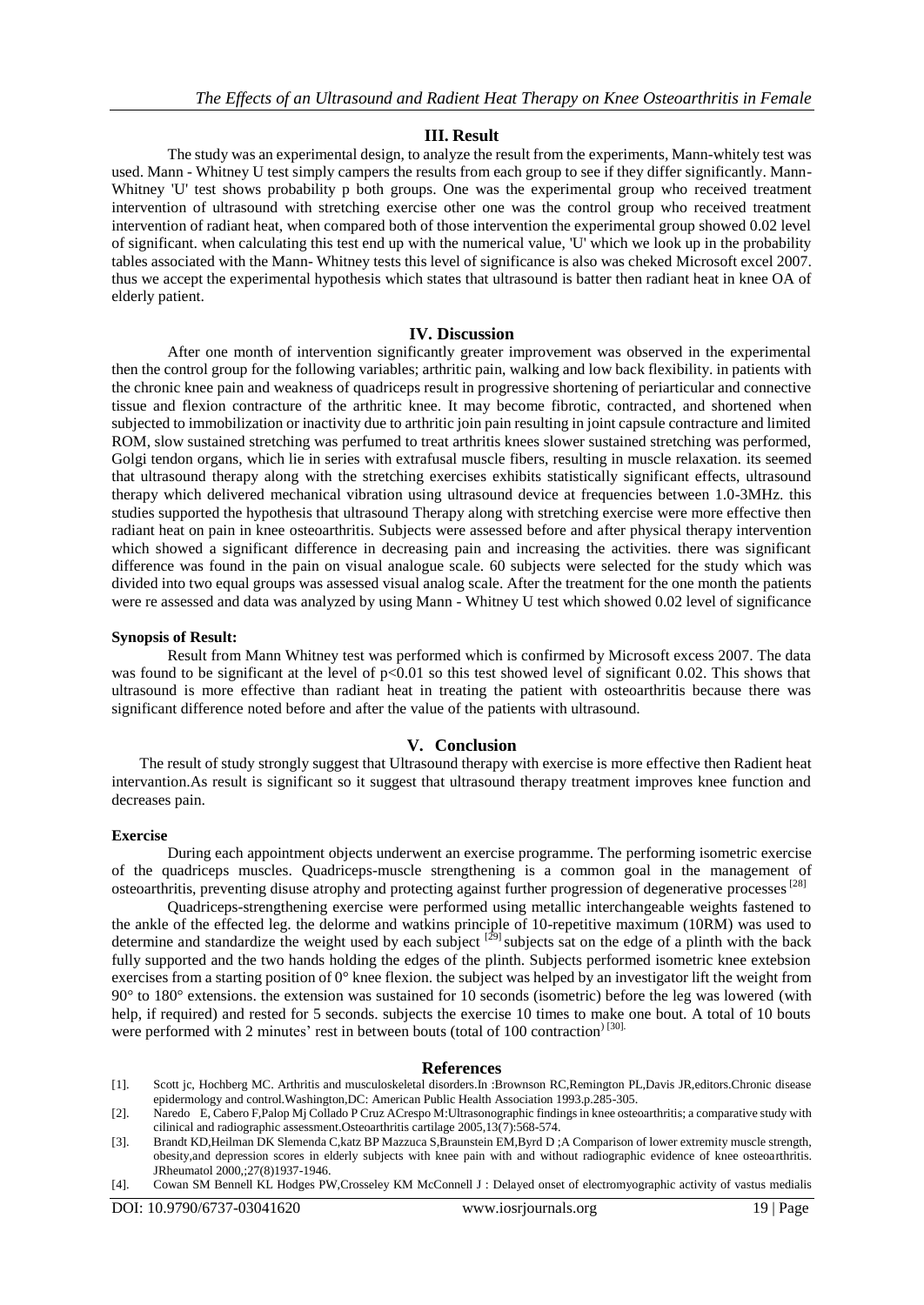## III. Result

The study was an experimental design, to analyze the result from the experiments, Mann-whitely test was used. Mann - Whitney U test simply campers the results from each group to see if they differ significantly. Mann-Whitney 'U' test shows probability p both groups. One was the experimental group who received treatment intervention of ultrasound with stretching exercise other one was the control group who received treatment intervention of radiant heat, when compared both of those intervention the experimental group showed 0.02 level of significant. when calculating this test end up with the numerical value, 'U' which we look up in the probability tables associated with the Mann- Whitney tests this level of significance is also was cheked Microsoft excel 2007. thus we accept the experimental hypothesis which states that ultrasound is batter then radiant heat in knee OA of elderly patient.

## IV. Discussion

After one month of intervention significantly greater improvement was observed in the experimental then the control group for the following variables; arthritic pain, walking and low back flexibility. in patients with the chronic knee pain and weakness of quadriceps result in progressive shortening of periarticular and connective tissue and flexion contracture of the arthritic knee. It may become fibrotic, contracted, and shortened when subjected to immobilization or inactivity due to arthritic join pain resulting in joint capsule contracture and limited ROM, slow sustained stretching was perfumed to treat arthritis knees slower sustained stretching was performed, Golgi tendon organs, which lie in series with extrafusal muscle fibers, resulting in muscle relaxation. its seemed that ultrasound therapy along with the stretching exercises exhibits statistically significant effects, ultrasound therapy which delivered mechanical vibration using ultrasound device at frequencies between 1.0-3MHz. this studies supported the hypothesis that ultrasound Therapy along with stretching exercise were more effective then radiant heat on pain in knee osteoarthritis. Subjects were assessed before and after physical therapy intervention which showed a significant difference in decreasing pain and increasing the activities. there was significant difference was found in the pain on visual analogue scale. 60 subjects were selected for the study which was divided into two equal groups was assessed visual analog scale. After the treatment for the one month the patients were re assessed and data was analyzed by using Mann - Whitney U test which showed 0.02 level of significance

**Synopsis of Result:**

Result from Mann Whitney test was performed which is confirmed by Microsoft excess 2007. The data was found to be significant at the level of $p<0.01$ so this test showed level of significant 0.02. This shows that ultrasound is more effective than radiant heat in treating the patient with osteoarthritis because there was significant difference noted before and after the value of the patients with ultrasound.

## V. Conclusion

The result of study strongly suggest that Ultrasound therapy with exercise is more effective then Radient heat intervantion.As result is significant so it suggest that ultrasound therapy treatment improves knee function and decreases pain.

**Exercise**

During each appointment objects underwent an exercise programme. The performing isometric exercise of the quadriceps muscles. Quadriceps-muscle strengthening is a common goal in the management of osteoarthritis, preventing disuse atrophy and protecting against further progression of degenerative processes [28]

Quadriceps-strengthening exercise were performed using metallic interchangeable weights fastened to the ankle of the effected leg. the delorme and watkins principle of 10-repetitive maximum (10RM) was used to determine and standardize the weight used by each subject [29] subjects sat on the edge of a plinth with the back fully supported and the two hands holding the edges of the plinth. Subjects performed isometric knee extebsion exercises from a starting position of 0° knee flexion. the subject was helped by an investigator lift the weight from 90° to 180° extensions. the extension was sustained for 10 seconds (isometric) before the leg was lowered (with help, if required) and rested for 5 seconds. subjects the exercise 10 times to make one bout. A total of 10 bouts were performed with 2 minutes' rest in between bouts (total of 100 contraction) [30].

## References

[1]. Scott jc, Hochberg MC. Arthritis and musculoskeletal disorders.In :Brownson RC,Remington PL,Davis JR,editors.Chronic disease epidermology and control.Washington,DC: American Public Health Association 1993.p.285-305.

[2]. Naredo E, Cabero F,Palop Mj Collado P Cruz ACrespo M:Ultrasonographic findings in knee osteoarthritis; a comparative study with cilinical and radiographic assessment.Osteoarthritis cartilage 2005,13(7):568-574.

[3]. Brandt KD,Heilman DK Slemenda C,katz BP Mazzuca S,Braunstein EM,Byrd D ;A Comparison of lower extremity muscle strength, obesity,and depression scores in elderly subjects with knee pain with and without radiographic evidence of knee osteoarthritis. JRheumatol 2000,;27(8)1937-1946.

[4]. Cowan SM Bennell KL Hodges PW,Crosseley KM McConnell J : Delayed onset of electromyographic activity of vastus medialis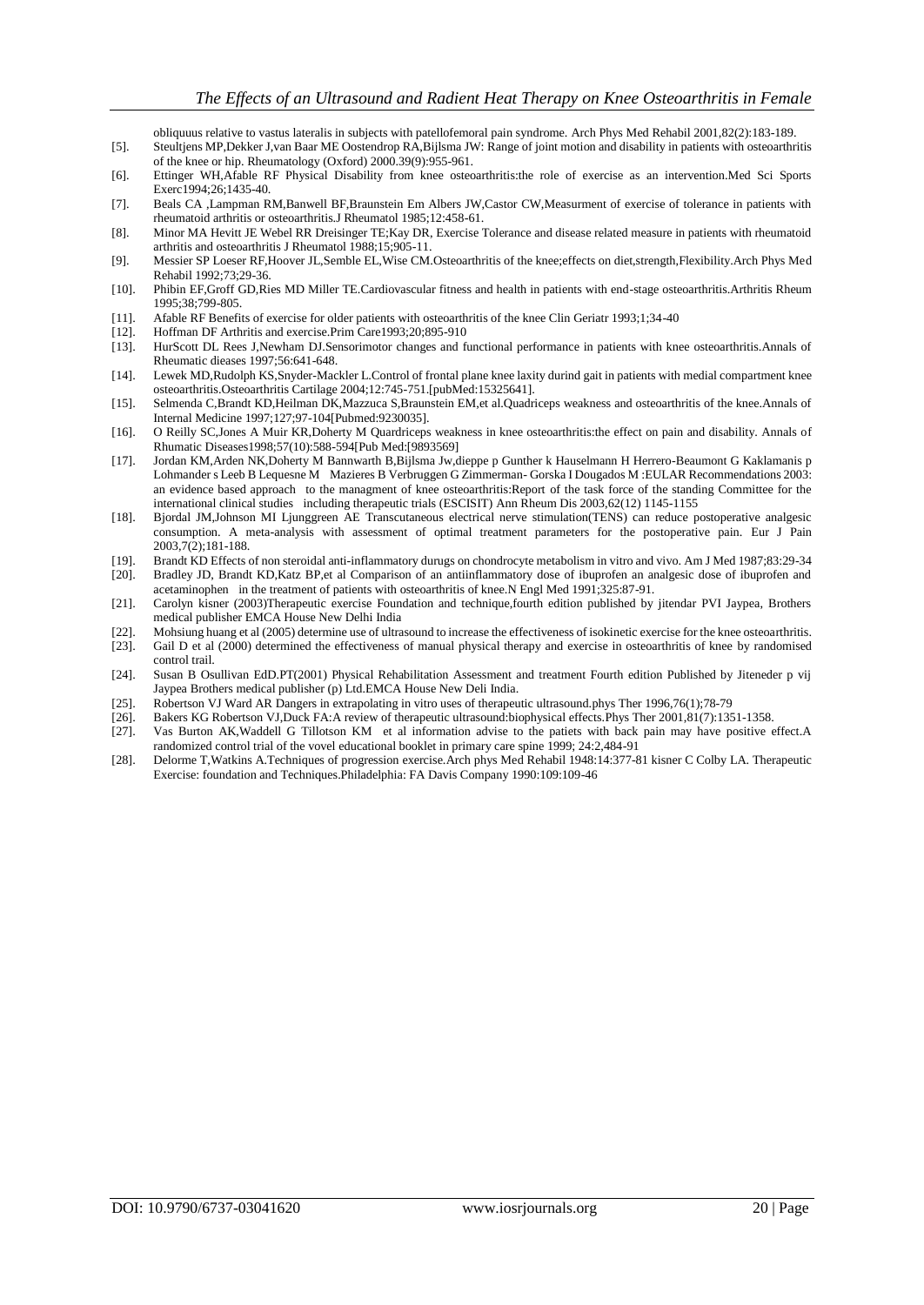obliquuus relative to vastus lateralis in subjects with patellofemoral pain syndrome. Arch Phys Med Rehabil 2001,82(2):183-189.

[5]. Steultjens MP,Dekker J,van Baar ME Oostendrop RA,Bijlsma JW: Range of joint motion and disability in patients with osteoarthritis of the knee or hip. Rheumatology (Oxford) 2000.39(9):955-961.

[6]. Ettinger WH,Afable RF Physical Disability from knee osteoarthritis:the role of exercise as an intervention.Med Sci Sports Exerc1994;26;1435-40.

[7]. Beals CA ,Lampman RM,Banwell BF,Braunstein Em Albers JW,Castor CW,Measurment of exercise of tolerance in patients with rheumatoid arthritis or osteoarthritis.J Rheumatol 1985;12:458-61.

[8]. Minor MA Hevitt JE Webel RR Dreisinger TE;Kay DR, Exercise Tolerance and disease related measure in patients with rheumatoid arthritis and osteoarthritis J Rheumatol 1988;15;905-11.

[9]. Messier SP Loeser RF,Hoover JL,Semble EL,Wise CM.Osteoarthritis of the knee;effects on diet,strength,Flexibility.Arch Phys Med Rehabil 1992;73;29-36.

[10]. Phibin EF,Groff GD,Ries MD Miller TE.Cardiovascular fitness and health in patients with end-stage osteoarthritis.Arthritis Rheum 1995;38;799-805.

[11]. Afable RF Benefits of exercise for older patients with osteoarthritis of the knee Clin Geriatr 1993;1;34-40

[12]. Hoffman DF Arthritis and exercise.Prim Care1993;20;895-910

[13]. HurScott DL Rees J,Newham DJ.Sensorimotor changes and functional performance in patients with knee osteoarthritis.Annals of Rheumatic dieases 1997;56:641-648.

[14]. Lewek MD,Rudolph KS,Snyder-Mackler L.Control of frontal plane knee laxity durind gait in patients with medial compartment knee osteoarthritis.Osteoarthritis Cartilage 2004;12:745-751.[pubMed:15325641].

[15]. Selmenda C,Brandt KD,Heilman DK,Mazzuca S,Braunstein EM,et al.Quadriceps weakness and osteoarthritis of the knee.Annals of Internal Medicine 1997;127;97-104[Pubmed:9230035].

[16]. O Reilly SC,Jones A Muir KR,Doherty M Quardriceps weakness in knee osteoarthritis:the effect on pain and disability. Annals of Rhumatic Diseases1998;57(10):588-594[Pub Med:[9893569]

[17]. Jordan KM,Arden NK,Doherty M Bannwarth B,Bijlsma Jw,dieppe p Gunther k Hauselmann H Herrero-Beaumont G Kaklamanis p Lohmander s Leeb B Lequesne M Mazieres B Verbruggen G Zimmerman- Gorska I Dougados M :EULAR Recommendations 2003: an evidence based approach to the managment of knee osteoarthritis:Report of the task force of the standing Committee for the international clinical studies including therapeutic trials (ESCISIT) Ann Rheum Dis 2003,62(12) 1145-1155

[18]. Bjordal JM,Johnson MI Ljunggreen AE Transcutaneous electrical nerve stimulation(TENS) can reduce postoperative analgesic consumption. A meta-analysis with assessment of optimal treatment parameters for the postoperative pain. Eur J Pain 2003,7(2);181-188.

[19]. Brandt KD Effects of non steroidal anti-inflammatory durugs on chondrocyte metabolism in vitro and vivo. Am J Med 1987;83:29-34

[20]. Bradley JD, Brandt KD,Katz BP,et al Comparison of an antiinflammatory dose of ibuprofen an analgesic dose of ibuprofen and acetaminophen in the treatment of patients with osteoarthritis of knee.N Engl Med 1991;325:87-91.

[21]. Carolyn kisner (2003)Therapeutic exercise Foundation and technique,fourth edition published by jitendar PVI Jaypea, Brothers medical publisher EMCA House New Delhi India

[22]. Mohsiung huang et al (2005) determine use of ultrasound to increase the effectiveness of isokinetic exercise for the knee osteoarthritis.

[23]. Gail D et al (2000) determined the effectiveness of manual physical therapy and exercise in osteoarthritis of knee by randomised control trail.

[24]. Susan B Osullivan EdD.PT(2001) Physical Rehabilitation Assessment and treatment Fourth edition Published by Jiteneder p vij Jaypea Brothers medical publisher (p) Ltd.EMCA House New Deli India.

[25]. Robertson VJ Ward AR Dangers in extrapolating in vitro uses of therapeutic ultrasound.phys Ther 1996,76(1);78-79

[26]. Bakers KG Robertson VJ,Duck FA:A review of therapeutic ultrasound:biophysical effects.Phys Ther 2001,81(7):1351-1358.

[27]. Vas Burton AK,Waddell G Tillotson KM et al information advise to the patiets with back pain may have positive effect.A randomized control trial of the vovel educational booklet in primary care spine 1999; 24:2,484-91

[28]. Delorme T,Watkins A.Techniques of progression exercise.Arch phys Med Rehabil 1948:14:377-81 kisner C Colby LA. Therapeutic Exercise: foundation and Techniques.Philadelphia: FA Davis Company 1990:109:109-46